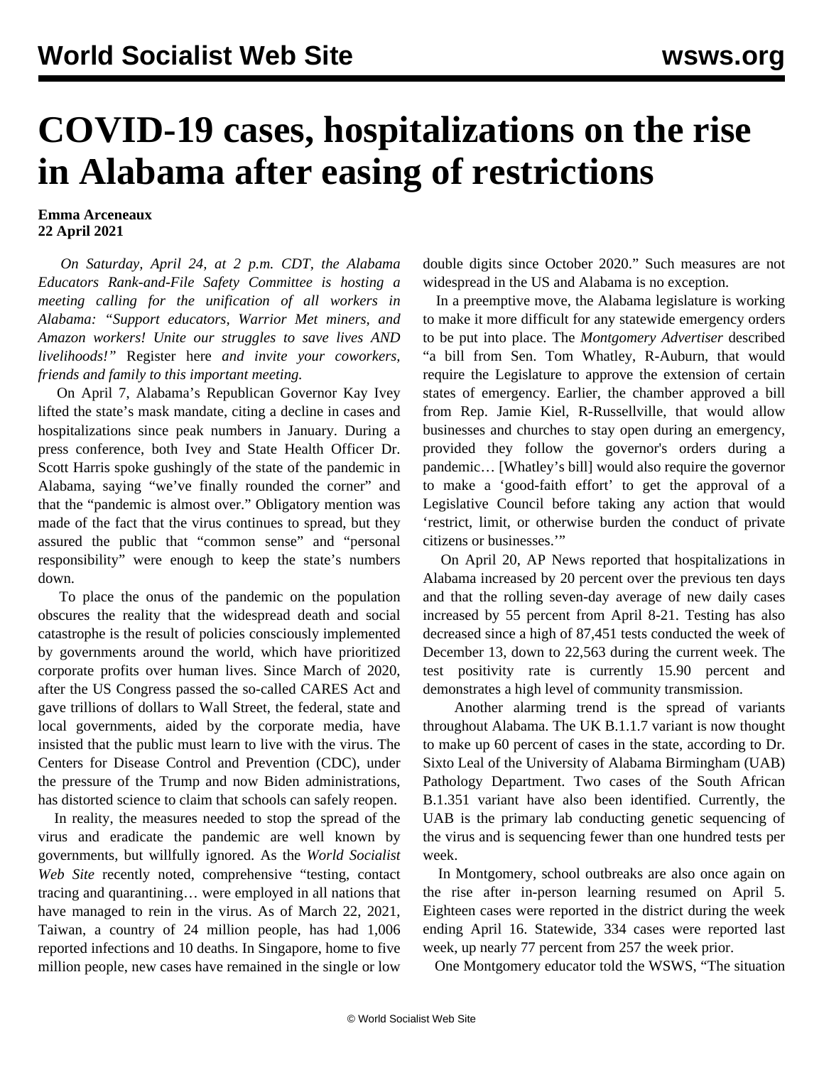# COVID-19 cases, hospitalizations on the rise in Alabama after easing of restrictions

**Emma Arceneaux**
**22 April 2021**

*On Saturday, April 24, at 2 p.m. CDT, the Alabama Educators Rank-and-File Safety Committee is hosting a meeting calling for the unification of all workers in Alabama: "Support educators, Warrior Met miners, and Amazon workers! Unite our struggles to save lives AND livelihoods!"* Register here *and invite your coworkers, friends and family to this important meeting.*

On April 7, Alabama's Republican Governor Kay Ivey lifted the state's mask mandate, citing a decline in cases and hospitalizations since peak numbers in January. During a press conference, both Ivey and State Health Officer Dr. Scott Harris spoke gushingly of the state of the pandemic in Alabama, saying "we've finally rounded the corner" and that the "pandemic is almost over." Obligatory mention was made of the fact that the virus continues to spread, but they assured the public that "common sense" and "personal responsibility" were enough to keep the state's numbers down.

To place the onus of the pandemic on the population obscures the reality that the widespread death and social catastrophe is the result of policies consciously implemented by governments around the world, which have prioritized corporate profits over human lives. Since March of 2020, after the US Congress passed the so-called CARES Act and gave trillions of dollars to Wall Street, the federal, state and local governments, aided by the corporate media, have insisted that the public must learn to live with the virus. The Centers for Disease Control and Prevention (CDC), under the pressure of the Trump and now Biden administrations, has distorted science to claim that schools can safely reopen.

In reality, the measures needed to stop the spread of the virus and eradicate the pandemic are well known by governments, but willfully ignored. As the *World Socialist Web Site* recently noted, comprehensive "testing, contact tracing and quarantining… were employed in all nations that have managed to rein in the virus. As of March 22, 2021, Taiwan, a country of 24 million people, has had 1,006 reported infections and 10 deaths. In Singapore, home to five million people, new cases have remained in the single or low double digits since October 2020." Such measures are not widespread in the US and Alabama is no exception.

In a preemptive move, the Alabama legislature is working to make it more difficult for any statewide emergency orders to be put into place. The *Montgomery Advertiser* described "a bill from Sen. Tom Whatley, R-Auburn, that would require the Legislature to approve the extension of certain states of emergency. Earlier, the chamber approved a bill from Rep. Jamie Kiel, R-Russellville, that would allow businesses and churches to stay open during an emergency, provided they follow the governor's orders during a pandemic… [Whatley's bill] would also require the governor to make a 'good-faith effort' to get the approval of a Legislative Council before taking any action that would 'restrict, limit, or otherwise burden the conduct of private citizens or businesses.'"

On April 20, AP News reported that hospitalizations in Alabama increased by 20 percent over the previous ten days and that the rolling seven-day average of new daily cases increased by 55 percent from April 8-21. Testing has also decreased since a high of 87,451 tests conducted the week of December 13, down to 22,563 during the current week. The test positivity rate is currently 15.90 percent and demonstrates a high level of community transmission.

Another alarming trend is the spread of variants throughout Alabama. The UK B.1.1.7 variant is now thought to make up 60 percent of cases in the state, according to Dr. Sixto Leal of the University of Alabama Birmingham (UAB) Pathology Department. Two cases of the South African B.1.351 variant have also been identified. Currently, the UAB is the primary lab conducting genetic sequencing of the virus and is sequencing fewer than one hundred tests per week.

In Montgomery, school outbreaks are also once again on the rise after in-person learning resumed on April 5. Eighteen cases were reported in the district during the week ending April 16. Statewide, 334 cases were reported last week, up nearly 77 percent from 257 the week prior.

One Montgomery educator told the WSWS, "The situation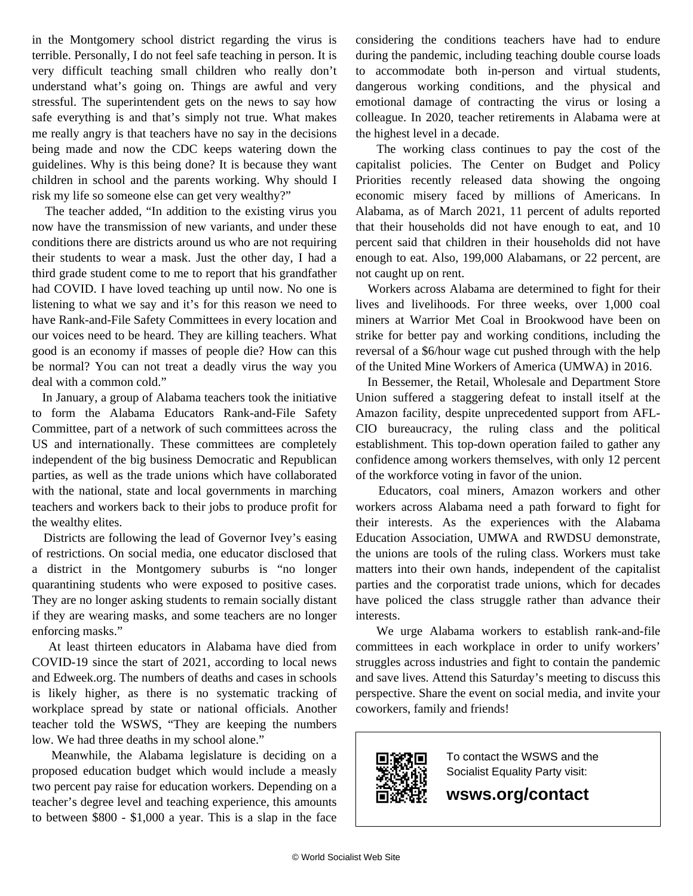in the Montgomery school district regarding the virus is terrible. Personally, I do not feel safe teaching in person. It is very difficult teaching small children who really don't understand what's going on. Things are awful and very stressful. The superintendent gets on the news to say how safe everything is and that's simply not true. What makes me really angry is that teachers have no say in the decisions being made and now the CDC keeps watering down the guidelines. Why is this being done? It is because they want children in school and the parents working. Why should I risk my life so someone else can get very wealthy?"

The teacher added, "In addition to the existing virus you now have the transmission of new variants, and under these conditions there are districts around us who are not requiring their students to wear a mask. Just the other day, I had a third grade student come to me to report that his grandfather had COVID. I have loved teaching up until now. No one is listening to what we say and it's for this reason we need to have Rank-and-File Safety Committees in every location and our voices need to be heard. They are killing teachers. What good is an economy if masses of people die? How can this be normal? You can not treat a deadly virus the way you deal with a common cold."

In January, a group of Alabama teachers took the initiative to form the Alabama Educators Rank-and-File Safety Committee, part of a network of such committees across the US and internationally. These committees are completely independent of the big business Democratic and Republican parties, as well as the trade unions which have collaborated with the national, state and local governments in marching teachers and workers back to their jobs to produce profit for the wealthy elites.

Districts are following the lead of Governor Ivey's easing of restrictions. On social media, one educator disclosed that a district in the Montgomery suburbs is "no longer quarantining students who were exposed to positive cases. They are no longer asking students to remain socially distant if they are wearing masks, and some teachers are no longer enforcing masks."

At least thirteen educators in Alabama have died from COVID-19 since the start of 2021, according to local news and Edweek.org. The numbers of deaths and cases in schools is likely higher, as there is no systematic tracking of workplace spread by state or national officials. Another teacher told the WSWS, "They are keeping the numbers low. We had three deaths in my school alone."

Meanwhile, the Alabama legislature is deciding on a proposed education budget which would include a measly two percent pay raise for education workers. Depending on a teacher's degree level and teaching experience, this amounts to between $800 - $1,000 a year. This is a slap in the face considering the conditions teachers have had to endure during the pandemic, including teaching double course loads to accommodate both in-person and virtual students, dangerous working conditions, and the physical and emotional damage of contracting the virus or losing a colleague. In 2020, teacher retirements in Alabama were at the highest level in a decade.

The working class continues to pay the cost of the capitalist policies. The Center on Budget and Policy Priorities recently released data showing the ongoing economic misery faced by millions of Americans. In Alabama, as of March 2021, 11 percent of adults reported that their households did not have enough to eat, and 10 percent said that children in their households did not have enough to eat. Also, 199,000 Alabamans, or 22 percent, are not caught up on rent.

Workers across Alabama are determined to fight for their lives and livelihoods. For three weeks, over 1,000 coal miners at Warrior Met Coal in Brookwood have been on strike for better pay and working conditions, including the reversal of a $6/hour wage cut pushed through with the help of the United Mine Workers of America (UMWA) in 2016.

In Bessemer, the Retail, Wholesale and Department Store Union suffered a staggering defeat to install itself at the Amazon facility, despite unprecedented support from AFL-CIO bureaucracy, the ruling class and the political establishment. This top-down operation failed to gather any confidence among workers themselves, with only 12 percent of the workforce voting in favor of the union.

Educators, coal miners, Amazon workers and other workers across Alabama need a path forward to fight for their interests. As the experiences with the Alabama Education Association, UMWA and RWDSU demonstrate, the unions are tools of the ruling class. Workers must take matters into their own hands, independent of the capitalist parties and the corporatist trade unions, which for decades have policed the class struggle rather than advance their interests.

We urge Alabama workers to establish rank-and-file committees in each workplace in order to unify workers' struggles across industries and fight to contain the pandemic and save lives. Attend this Saturday's meeting to discuss this perspective. Share the event on social media, and invite your coworkers, family and friends!

To contact the WSWS and the Socialist Equality Party visit:

**wsws.org/contact**